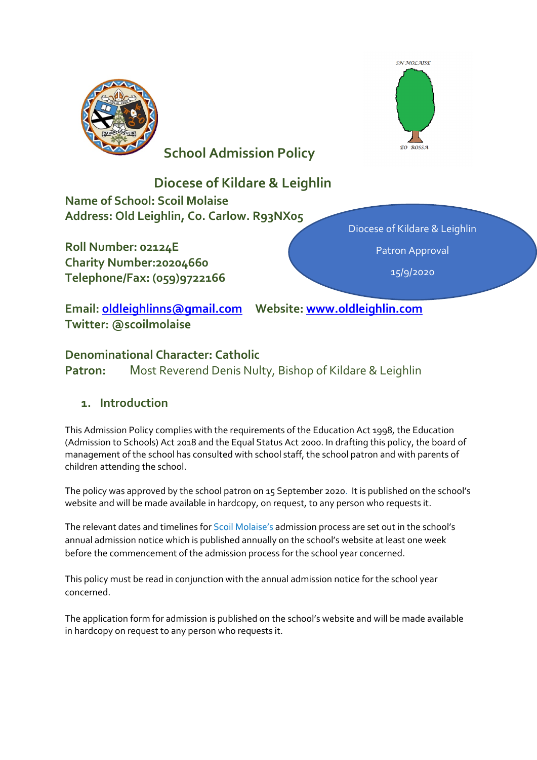# School Admission Policy

## Diocese of Kildare & Leighlin

**Name of School: Scoil Molaise**
**Address: Old Leighlin, Co. Carlow. R93NX05**

**Roll Number: 02124E**
**Charity Number:20204660**
**Telephone/Fax: (059)9722166**

Diocese of Kildare & Leighlin

Patron Approval

15/9/2020

**Email: oldleighlinns@gmail.com** **Website: www.oldleighlin.com**
**Twitter: @scoilmolaise**

**Denominational Character: Catholic**
**Patron:** Most Reverend Denis Nulty, Bishop of Kildare & Leighlin

## 1. Introduction

This Admission Policy complies with the requirements of the Education Act 1998, the Education (Admission to Schools) Act 2018 and the Equal Status Act 2000. In drafting this policy, the board of management of the school has consulted with school staff, the school patron and with parents of children attending the school.

The policy was approved by the school patron on 15 September 2020. It is published on the school's website and will be made available in hardcopy, on request, to any person who requests it.

The relevant dates and timelines for Scoil Molaise's admission process are set out in the school's annual admission notice which is published annually on the school's website at least one week before the commencement of the admission process for the school year concerned.

This policy must be read in conjunction with the annual admission notice for the school year concerned.

The application form for admission is published on the school's website and will be made available in hardcopy on request to any person who requests it.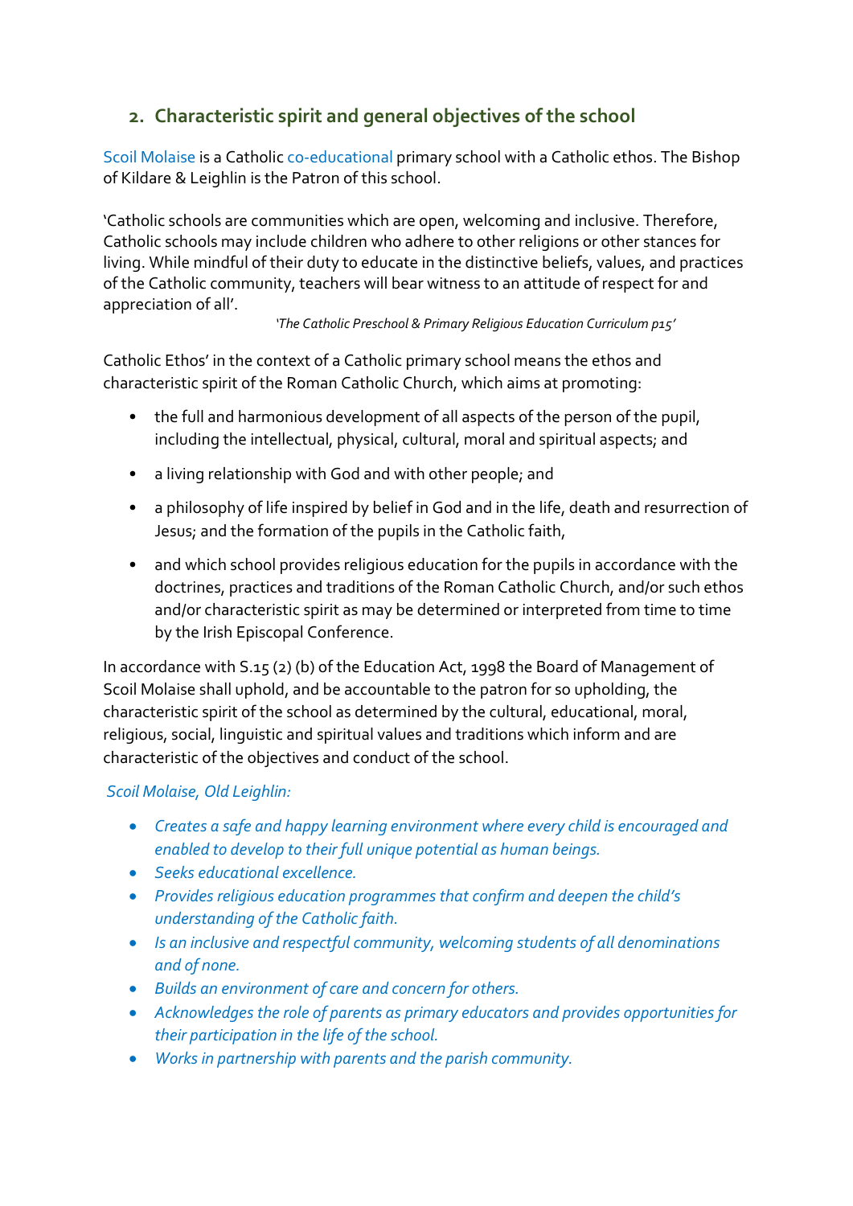## 2. Characteristic spirit and general objectives of the school

Scoil Molaise is a Catholic co-educational primary school with a Catholic ethos. The Bishop of Kildare & Leighlin is the Patron of this school.

'Catholic schools are communities which are open, welcoming and inclusive. Therefore, Catholic schools may include children who adhere to other religions or other stances for living. While mindful of their duty to educate in the distinctive beliefs, values, and practices of the Catholic community, teachers will bear witness to an attitude of respect for and appreciation of all'.

*'The Catholic Preschool & Primary Religious Education Curriculum p15'*

Catholic Ethos' in the context of a Catholic primary school means the ethos and characteristic spirit of the Roman Catholic Church, which aims at promoting:

- the full and harmonious development of all aspects of the person of the pupil, including the intellectual, physical, cultural, moral and spiritual aspects; and
- a living relationship with God and with other people; and
- a philosophy of life inspired by belief in God and in the life, death and resurrection of Jesus; and the formation of the pupils in the Catholic faith,
- and which school provides religious education for the pupils in accordance with the doctrines, practices and traditions of the Roman Catholic Church, and/or such ethos and/or characteristic spirit as may be determined or interpreted from time to time by the Irish Episcopal Conference.

In accordance with S.15 (2) (b) of the Education Act, 1998 the Board of Management of Scoil Molaise shall uphold, and be accountable to the patron for so upholding, the characteristic spirit of the school as determined by the cultural, educational, moral, religious, social, linguistic and spiritual values and traditions which inform and are characteristic of the objectives and conduct of the school.

*Scoil Molaise, Old Leighlin:*

- *Creates a safe and happy learning environment where every child is encouraged and enabled to develop to their full unique potential as human beings.*
- *Seeks educational excellence.*
- *Provides religious education programmes that confirm and deepen the child's understanding of the Catholic faith.*
- *Is an inclusive and respectful community, welcoming students of all denominations and of none.*
- *Builds an environment of care and concern for others.*
- *Acknowledges the role of parents as primary educators and provides opportunities for their participation in the life of the school.*
- *Works in partnership with parents and the parish community.*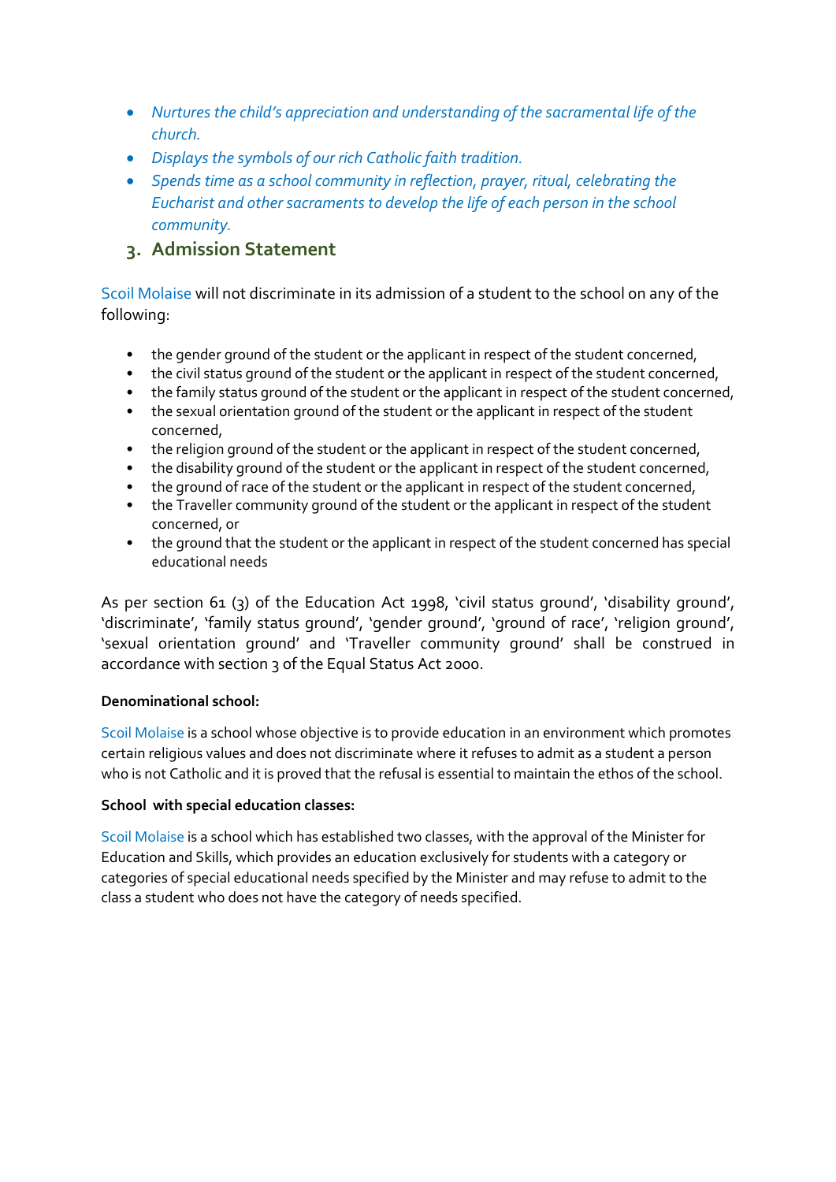- *Nurtures the child's appreciation and understanding of the sacramental life of the church.*
- *Displays the symbols of our rich Catholic faith tradition.*
- *Spends time as a school community in reflection, prayer, ritual, celebrating the Eucharist and other sacraments to develop the life of each person in the school community.*

## 3. Admission Statement

Scoil Molaise will not discriminate in its admission of a student to the school on any of the following:

- the gender ground of the student or the applicant in respect of the student concerned,
- the civil status ground of the student or the applicant in respect of the student concerned,
- the family status ground of the student or the applicant in respect of the student concerned,
- the sexual orientation ground of the student or the applicant in respect of the student concerned,
- the religion ground of the student or the applicant in respect of the student concerned,
- the disability ground of the student or the applicant in respect of the student concerned,
- the ground of race of the student or the applicant in respect of the student concerned,
- the Traveller community ground of the student or the applicant in respect of the student concerned, or
- the ground that the student or the applicant in respect of the student concerned has special educational needs

As per section 61 (3) of the Education Act 1998, 'civil status ground', 'disability ground', 'discriminate', 'family status ground', 'gender ground', 'ground of race', 'religion ground', 'sexual orientation ground' and 'Traveller community ground' shall be construed in accordance with section 3 of the Equal Status Act 2000.

**Denominational school:**

Scoil Molaise is a school whose objective is to provide education in an environment which promotes certain religious values and does not discriminate where it refuses to admit as a student a person who is not Catholic and it is proved that the refusal is essential to maintain the ethos of the school.

**School with special education classes:**

Scoil Molaise is a school which has established two classes, with the approval of the Minister for Education and Skills, which provides an education exclusively for students with a category or categories of special educational needs specified by the Minister and may refuse to admit to the class a student who does not have the category of needs specified.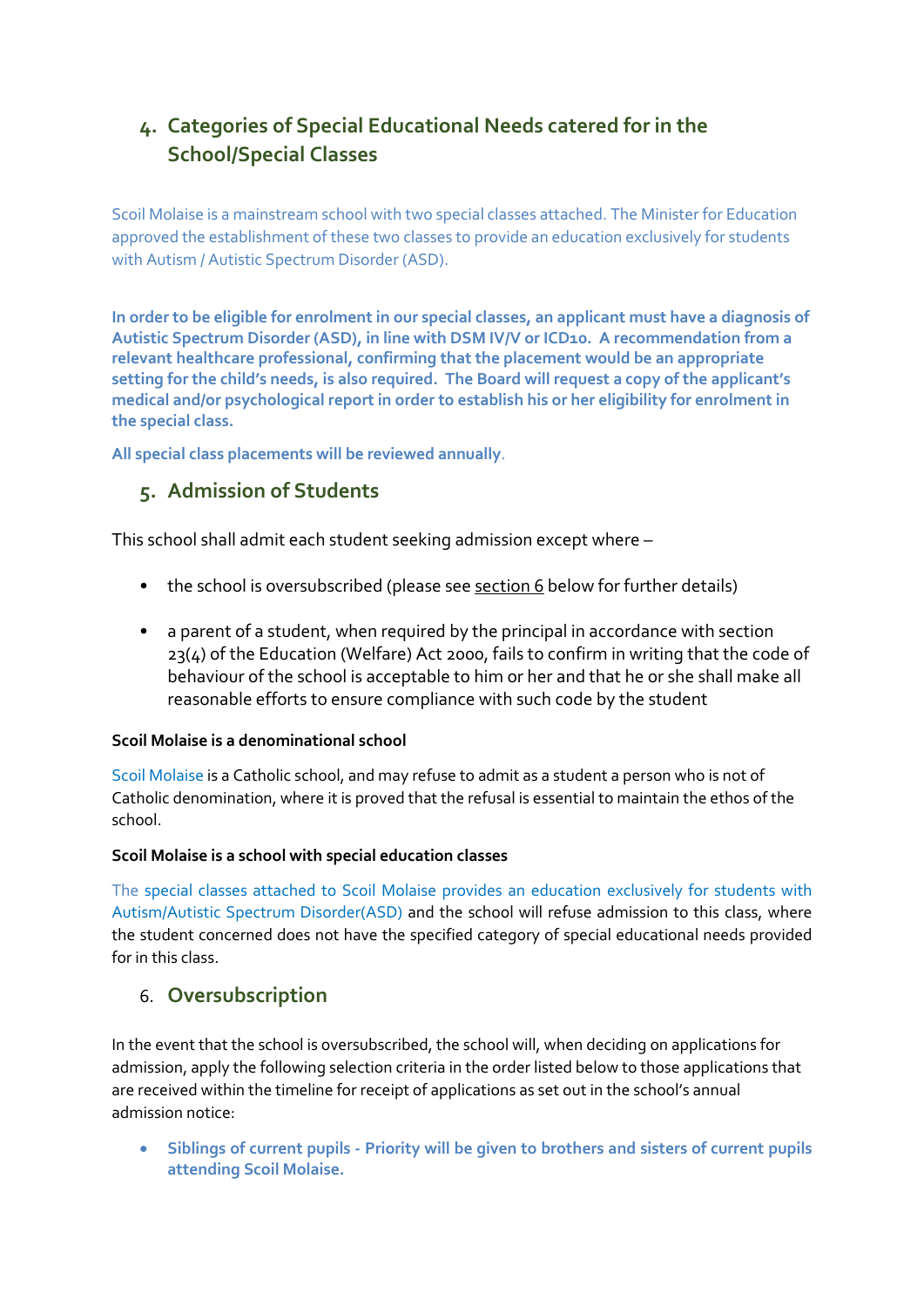## 4. Categories of Special Educational Needs catered for in the School/Special Classes

Scoil Molaise is a mainstream school with two special classes attached. The Minister for Education approved the establishment of these two classes to provide an education exclusively for students with Autism / Autistic Spectrum Disorder (ASD).

**In order to be eligible for enrolment in our special classes, an applicant must have a diagnosis of Autistic Spectrum Disorder (ASD), in line with DSM IV/V or ICD10. A recommendation from a relevant healthcare professional, confirming that the placement would be an appropriate setting for the child's needs, is also required. The Board will request a copy of the applicant's medical and/or psychological report in order to establish his or her eligibility for enrolment in the special class.**

**All special class placements will be reviewed annually**.

## 5. Admission of Students

This school shall admit each student seeking admission except where –

- the school is oversubscribed (please see section 6 below for further details)
- a parent of a student, when required by the principal in accordance with section 23(4) of the Education (Welfare) Act 2000, fails to confirm in writing that the code of behaviour of the school is acceptable to him or her and that he or she shall make all reasonable efforts to ensure compliance with such code by the student

**Scoil Molaise is a denominational school**

Scoil Molaise is a Catholic school, and may refuse to admit as a student a person who is not of Catholic denomination, where it is proved that the refusal is essential to maintain the ethos of the school.

**Scoil Molaise is a school with special education classes**

The special classes attached to Scoil Molaise provides an education exclusively for students with Autism/Autistic Spectrum Disorder(ASD) and the school will refuse admission to this class, where the student concerned does not have the specified category of special educational needs provided for in this class.

## 6. Oversubscription

In the event that the school is oversubscribed, the school will, when deciding on applications for admission, apply the following selection criteria in the order listed below to those applications that are received within the timeline for receipt of applications as set out in the school's annual admission notice:

- **Siblings of current pupils - Priority will be given to brothers and sisters of current pupils attending Scoil Molaise.**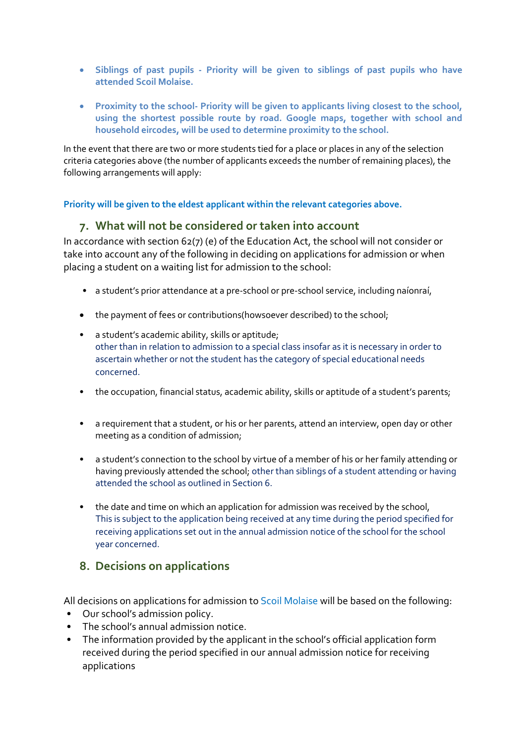- **Siblings of past pupils - Priority will be given to siblings of past pupils who have attended Scoil Molaise.**

- **Proximity to the school- Priority will be given to applicants living closest to the school, using the shortest possible route by road. Google maps, together with school and household eircodes, will be used to determine proximity to the school.**

In the event that there are two or more students tied for a place or places in any of the selection criteria categories above (the number of applicants exceeds the number of remaining places), the following arrangements will apply:

**Priority will be given to the eldest applicant within the relevant categories above.**

## 7. What will not be considered or taken into account

In accordance with section 62(7) (e) of the Education Act, the school will not consider or take into account any of the following in deciding on applications for admission or when placing a student on a waiting list for admission to the school:

- a student's prior attendance at a pre-school or pre-school service, including naíonraí,
- the payment of fees or contributions(howsoever described) to the school;
- a student's academic ability, skills or aptitude;
  other than in relation to admission to a special class insofar as it is necessary in order to ascertain whether or not the student has the category of special educational needs concerned.
- the occupation, financial status, academic ability, skills or aptitude of a student's parents;
- a requirement that a student, or his or her parents, attend an interview, open day or other meeting as a condition of admission;
- a student's connection to the school by virtue of a member of his or her family attending or having previously attended the school; other than siblings of a student attending or having attended the school as outlined in Section 6.
- the date and time on which an application for admission was received by the school,
  This is subject to the application being received at any time during the period specified for receiving applications set out in the annual admission notice of the school for the school year concerned.

## 8. Decisions on applications

All decisions on applications for admission to Scoil Molaise will be based on the following:

- Our school's admission policy.
- The school's annual admission notice.
- The information provided by the applicant in the school's official application form received during the period specified in our annual admission notice for receiving applications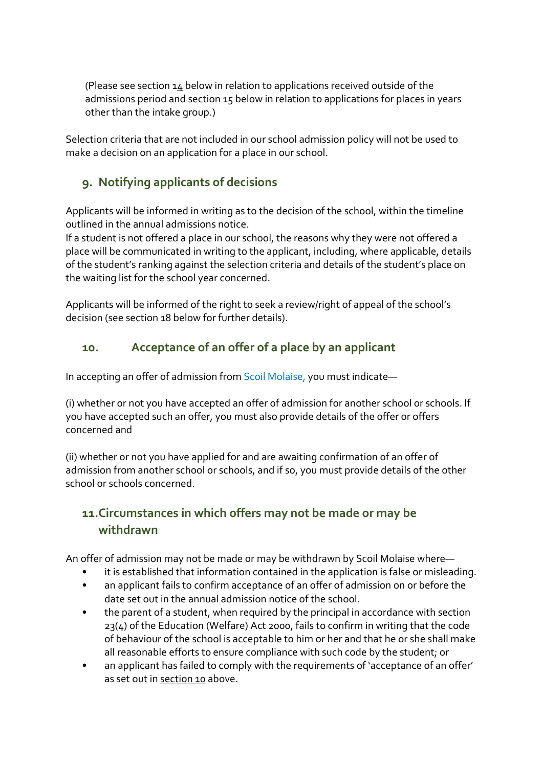(Please see section 14 below in relation to applications received outside of the admissions period and section 15 below in relation to applications for places in years other than the intake group.)

Selection criteria that are not included in our school admission policy will not be used to make a decision on an application for a place in our school.

## 9. Notifying applicants of decisions

Applicants will be informed in writing as to the decision of the school, within the timeline outlined in the annual admissions notice.
If a student is not offered a place in our school, the reasons why they were not offered a place will be communicated in writing to the applicant, including, where applicable, details of the student's ranking against the selection criteria and details of the student's place on the waiting list for the school year concerned.

Applicants will be informed of the right to seek a review/right of appeal of the school's decision (see section 18 below for further details).

## 10. Acceptance of an offer of a place by an applicant

In accepting an offer of admission from Scoil Molaise, you must indicate—

(i) whether or not you have accepted an offer of admission for another school or schools. If you have accepted such an offer, you must also provide details of the offer or offers concerned and

(ii) whether or not you have applied for and are awaiting confirmation of an offer of admission from another school or schools, and if so, you must provide details of the other school or schools concerned.

## 11. Circumstances in which offers may not be made or may be withdrawn

An offer of admission may not be made or may be withdrawn by Scoil Molaise where—

- it is established that information contained in the application is false or misleading.
- an applicant fails to confirm acceptance of an offer of admission on or before the date set out in the annual admission notice of the school.
- the parent of a student, when required by the principal in accordance with section 23(4) of the Education (Welfare) Act 2000, fails to confirm in writing that the code of behaviour of the school is acceptable to him or her and that he or she shall make all reasonable efforts to ensure compliance with such code by the student; or
- an applicant has failed to comply with the requirements of 'acceptance of an offer' as set out in section 10 above.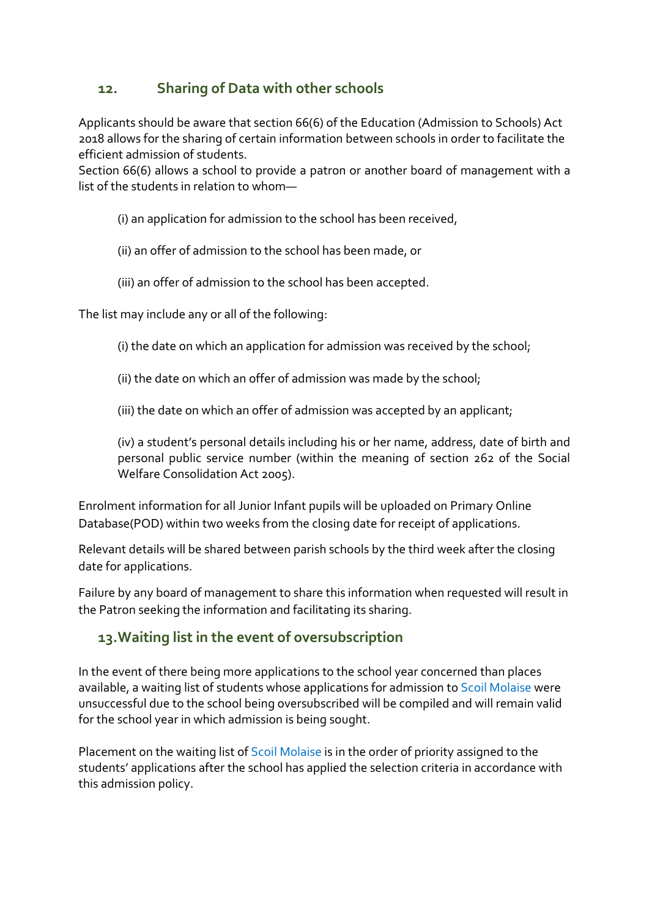## 12. Sharing of Data with other schools

Applicants should be aware that section 66(6) of the Education (Admission to Schools) Act 2018 allows for the sharing of certain information between schools in order to facilitate the efficient admission of students.
Section 66(6) allows a school to provide a patron or another board of management with a list of the students in relation to whom—

(i) an application for admission to the school has been received,

(ii) an offer of admission to the school has been made, or

(iii) an offer of admission to the school has been accepted.

The list may include any or all of the following:

(i) the date on which an application for admission was received by the school;

(ii) the date on which an offer of admission was made by the school;

(iii) the date on which an offer of admission was accepted by an applicant;

(iv) a student's personal details including his or her name, address, date of birth and personal public service number (within the meaning of section 262 of the Social Welfare Consolidation Act 2005).

Enrolment information for all Junior Infant pupils will be uploaded on Primary Online Database(POD) within two weeks from the closing date for receipt of applications.

Relevant details will be shared between parish schools by the third week after the closing date for applications.

Failure by any board of management to share this information when requested will result in the Patron seeking the information and facilitating its sharing.

## 13. Waiting list in the event of oversubscription

In the event of there being more applications to the school year concerned than places available, a waiting list of students whose applications for admission to Scoil Molaise were unsuccessful due to the school being oversubscribed will be compiled and will remain valid for the school year in which admission is being sought.

Placement on the waiting list of Scoil Molaise is in the order of priority assigned to the students' applications after the school has applied the selection criteria in accordance with this admission policy.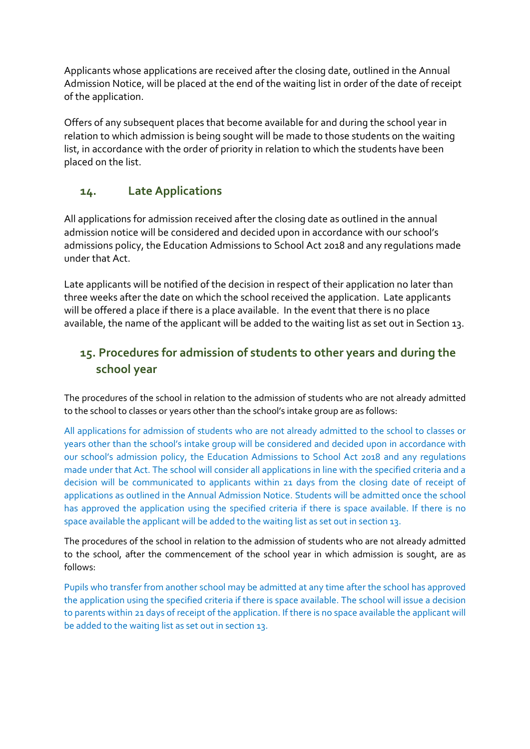Applicants whose applications are received after the closing date, outlined in the Annual Admission Notice, will be placed at the end of the waiting list in order of the date of receipt of the application.

Offers of any subsequent places that become available for and during the school year in relation to which admission is being sought will be made to those students on the waiting list, in accordance with the order of priority in relation to which the students have been placed on the list.

## 14. Late Applications

All applications for admission received after the closing date as outlined in the annual admission notice will be considered and decided upon in accordance with our school's admissions policy, the Education Admissions to School Act 2018 and any regulations made under that Act.

Late applicants will be notified of the decision in respect of their application no later than three weeks after the date on which the school received the application. Late applicants will be offered a place if there is a place available. In the event that there is no place available, the name of the applicant will be added to the waiting list as set out in Section 13.

## 15. Procedures for admission of students to other years and during the school year

The procedures of the school in relation to the admission of students who are not already admitted to the school to classes or years other than the school's intake group are as follows:

All applications for admission of students who are not already admitted to the school to classes or years other than the school's intake group will be considered and decided upon in accordance with our school's admission policy, the Education Admissions to School Act 2018 and any regulations made under that Act. The school will consider all applications in line with the specified criteria and a decision will be communicated to applicants within 21 days from the closing date of receipt of applications as outlined in the Annual Admission Notice. Students will be admitted once the school has approved the application using the specified criteria if there is space available. If there is no space available the applicant will be added to the waiting list as set out in section 13.

The procedures of the school in relation to the admission of students who are not already admitted to the school, after the commencement of the school year in which admission is sought, are as follows:

Pupils who transfer from another school may be admitted at any time after the school has approved the application using the specified criteria if there is space available. The school will issue a decision to parents within 21 days of receipt of the application. If there is no space available the applicant will be added to the waiting list as set out in section 13.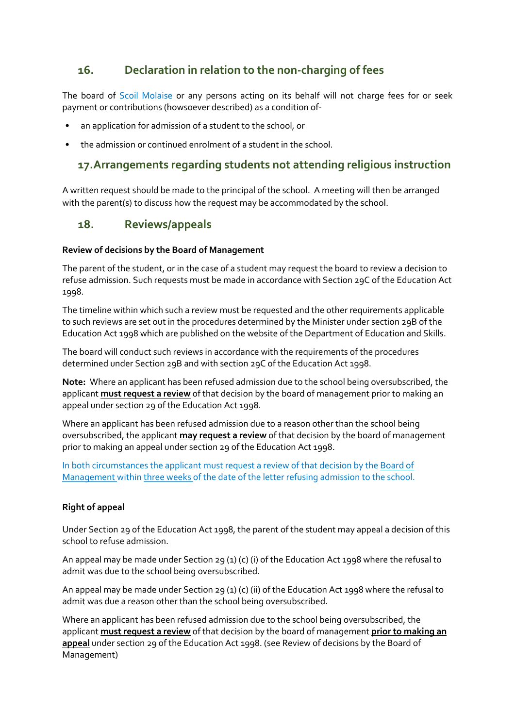## 16. Declaration in relation to the non-charging of fees

The board of Scoil Molaise or any persons acting on its behalf will not charge fees for or seek payment or contributions (howsoever described) as a condition of-

- an application for admission of a student to the school, or
- the admission or continued enrolment of a student in the school.

## 17. Arrangements regarding students not attending religious instruction

A written request should be made to the principal of the school. A meeting will then be arranged with the parent(s) to discuss how the request may be accommodated by the school.

## 18. Reviews/appeals

**Review of decisions by the Board of Management**

The parent of the student, or in the case of a student may request the board to review a decision to refuse admission. Such requests must be made in accordance with Section 29C of the Education Act 1998.

The timeline within which such a review must be requested and the other requirements applicable to such reviews are set out in the procedures determined by the Minister under section 29B of the Education Act 1998 which are published on the website of the Department of Education and Skills.

The board will conduct such reviews in accordance with the requirements of the procedures determined under Section 29B and with section 29C of the Education Act 1998.

**Note:** Where an applicant has been refused admission due to the school being oversubscribed, the applicant **must request a review** of that decision by the board of management prior to making an appeal under section 29 of the Education Act 1998.

Where an applicant has been refused admission due to a reason other than the school being oversubscribed, the applicant **may request a review** of that decision by the board of management prior to making an appeal under section 29 of the Education Act 1998.

In both circumstances the applicant must request a review of that decision by the Board of Management within three weeks of the date of the letter refusing admission to the school.

**Right of appeal**

Under Section 29 of the Education Act 1998, the parent of the student may appeal a decision of this school to refuse admission.

An appeal may be made under Section 29 (1) (c) (i) of the Education Act 1998 where the refusal to admit was due to the school being oversubscribed.

An appeal may be made under Section 29 (1) (c) (ii) of the Education Act 1998 where the refusal to admit was due a reason other than the school being oversubscribed.

Where an applicant has been refused admission due to the school being oversubscribed, the applicant **must request a review** of that decision by the board of management **prior to making an appeal** under section 29 of the Education Act 1998. (see Review of decisions by the Board of Management)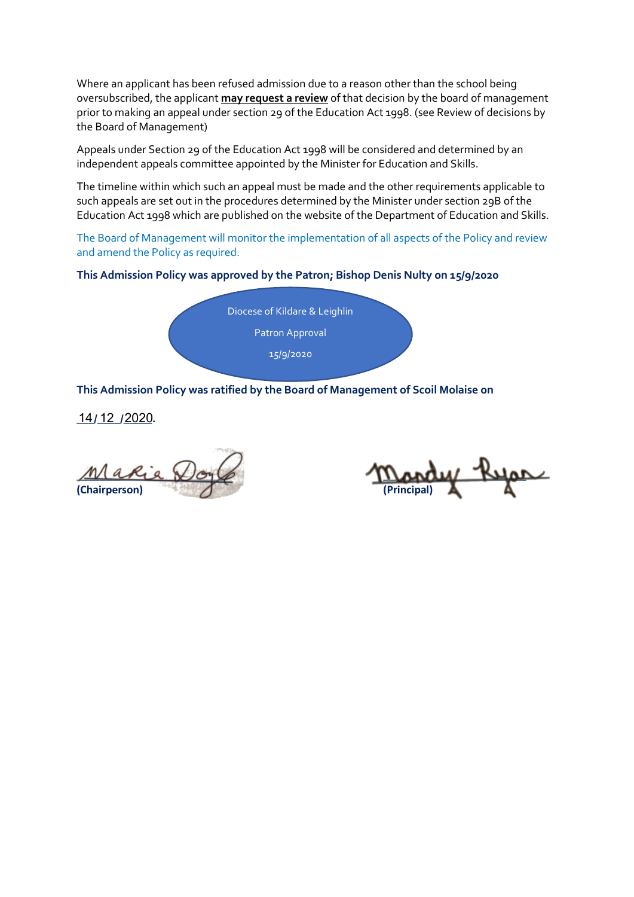Where an applicant has been refused admission due to a reason other than the school being oversubscribed, the applicant **may request a review** of that decision by the board of management prior to making an appeal under section 29 of the Education Act 1998. (see Review of decisions by the Board of Management)

Appeals under Section 29 of the Education Act 1998 will be considered and determined by an independent appeals committee appointed by the Minister for Education and Skills.

The timeline within which such an appeal must be made and the other requirements applicable to such appeals are set out in the procedures determined by the Minister under section 29B of the Education Act 1998 which are published on the website of the Department of Education and Skills.

The Board of Management will monitor the implementation of all aspects of the Policy and review and amend the Policy as required.

**This Admission Policy was approved by the Patron; Bishop Denis Nulty on 15/9/2020**

Diocese of Kildare & Leighlin

Patron Approval

15/9/2020

**This Admission Policy was ratified by the Board of Management of Scoil Molaise on**

14/12/2020.

Maria Doyle
**(Chairperson)**

Mandy Ryan
**(Principal)**